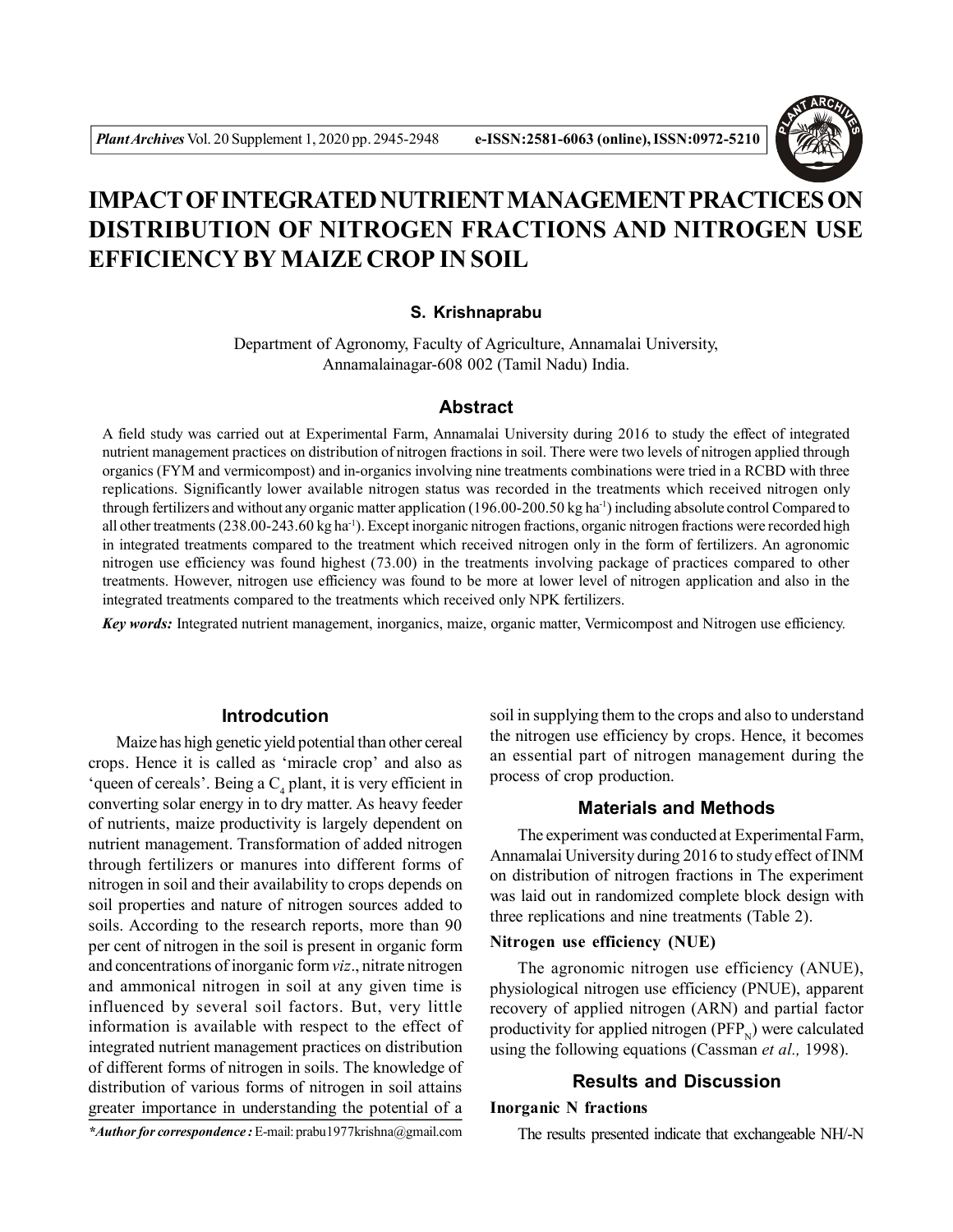# IMPACT OF INTEGRATED NUTRIENT MANAGEMENT PRACTICES ON DISTRIBUTION OF NITROGEN FRACTIONS AND NITROGEN USE EFFICIENCY BY MAIZE CROP IN SOIL

**S. Krishnaprabu**

Department of Agronomy, Faculty of Agriculture, Annamalai University, Annamalainagar-608 002 (Tamil Nadu) India.

## Abstract

A field study was carried out at Experimental Farm, Annamalai University during 2016 to study the effect of integrated nutrient management practices on distribution of nitrogen fractions in soil. There were two levels of nitrogen applied through organics (FYM and vermicompost) and in-organics involving nine treatments combinations were tried in a RCBD with three replications. Significantly lower available nitrogen status was recorded in the treatments which received nitrogen only through fertilizers and without any organic matter application (196.00-200.50 kg ha$^{-1}$) including absolute control Compared to all other treatments (238.00-243.60 kg ha$^{-1}$). Except inorganic nitrogen fractions, organic nitrogen fractions were recorded high in integrated treatments compared to the treatment which received nitrogen only in the form of fertilizers. An agronomic nitrogen use efficiency was found highest (73.00) in the treatments involving package of practices compared to other treatments. However, nitrogen use efficiency was found to be more at lower level of nitrogen application and also in the integrated treatments compared to the treatments which received only NPK fertilizers.

***Key words:*** Integrated nutrient management, inorganics, maize, organic matter, Vermicompost and Nitrogen use efficiency.

## Introdcution

Maize has high genetic yield potential than other cereal crops. Hence it is called as 'miracle crop' and also as 'queen of cereals'. Being a $C_4$ plant, it is very efficient in converting solar energy in to dry matter. As heavy feeder of nutrients, maize productivity is largely dependent on nutrient management. Transformation of added nitrogen through fertilizers or manures into different forms of nitrogen in soil and their availability to crops depends on soil properties and nature of nitrogen sources added to soils. According to the research reports, more than 90 per cent of nitrogen in the soil is present in organic form and concentrations of inorganic form *viz*., nitrate nitrogen and ammonical nitrogen in soil at any given time is influenced by several soil factors. But, very little information is available with respect to the effect of integrated nutrient management practices on distribution of different forms of nitrogen in soils. The knowledge of distribution of various forms of nitrogen in soil attains greater importance in understanding the potential of a soil in supplying them to the crops and also to understand the nitrogen use efficiency by crops. Hence, it becomes an essential part of nitrogen management during the process of crop production.

***Author for correspondence :** E-mail: prabu1977krishna@gmail.com

## Materials and Methods

The experiment was conducted at Experimental Farm, Annamalai University during 2016 to study effect of INM on distribution of nitrogen fractions in The experiment was laid out in randomized complete block design with three replications and nine treatments (Table 2).

### Nitrogen use efficiency (NUE)

The agronomic nitrogen use efficiency (ANUE), physiological nitrogen use efficiency (PNUE), apparent recovery of applied nitrogen (ARN) and partial factor productivity for applied nitrogen ($PFP_N$) were calculated using the following equations (Cassman *et al.,* 1998).

## Results and Discussion

### Inorganic N fractions

The results presented indicate that exchangeable NH/-N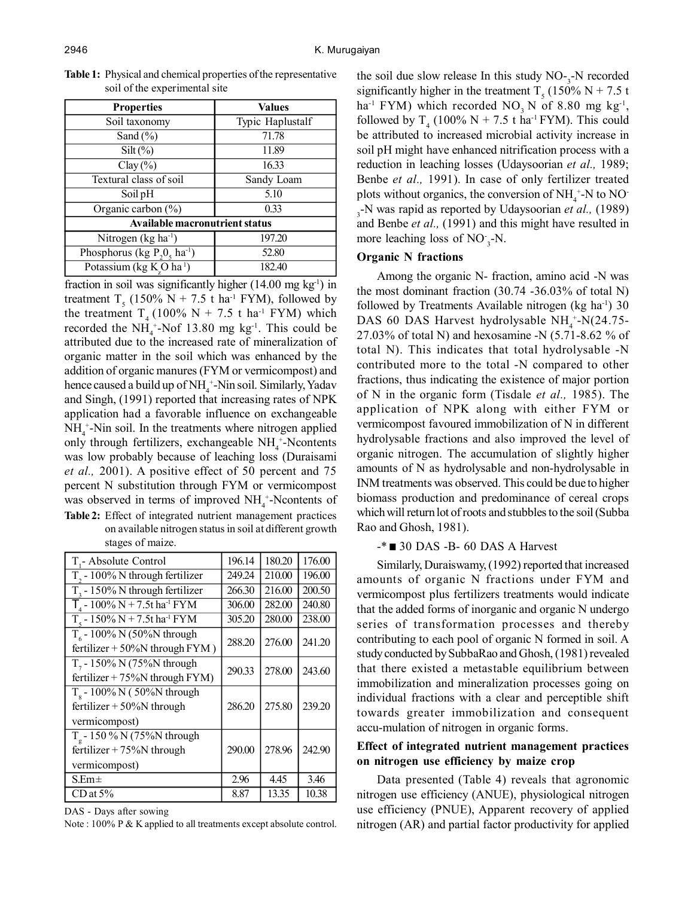**Table 1:** Physical and chemical properties of the representative soil of the experimental site

| Properties | Values |
|---|---|
| Soil taxonomy | Typic Haplustalf |
| Sand (%) | 71.78 |
| Silt (%) | 11.89 |
| Clay (%) | 16.33 |
| Textural class of soil | Sandy Loam |
| Soil pH | 5.10 |
| Organic carbon (%) | 0.33 |
| **Available macronutrient status** | |
| Nitrogen (kg ha$^{-1}$) | 197.20 |
| Phosphorus (kg $P_2O_5$ ha$^{-1}$) | 52.80 |
| Potassium (kg $K_2O$ ha$^{-1}$) | 182.40 |

fraction in soil was significantly higher (14.00 mg kg$^{-1}$) in treatment $T_5$ (150% N + 7.5 t ha$^{-1}$ FYM), followed by the treatment $T_4$ (100% N + 7.5 t ha$^{-1}$ FYM) which recorded the $NH_4^+$-Nof 13.80 mg kg$^{-1}$. This could be attributed due to the increased rate of mineralization of organic matter in the soil which was enhanced by the addition of organic manures (FYM or vermicompost) and hence caused a build up of $NH_4^+$-Nin soil. Similarly, Yadav and Singh, (1991) reported that increasing rates of NPK application had a favorable influence on exchangeable $NH_4^+$-Nin soil. In the treatments where nitrogen applied only through fertilizers, exchangeable $NH_4^+$-Ncontents was low probably because of leaching loss (Duraisami *et al.,* 2001). A positive effect of 50 percent and 75 percent N substitution through FYM or vermicompost was observed in terms of improved $NH_4^+$-Ncontents of

**Table 2:** Effect of integrated nutrient management practices on available nitrogen status in soil at different growth stages of maize.

| | | | |
|---|---|---|---|
| $T_1$- Absolute Control | 196.14 | 180.20 | 176.00 |
| $T_2$ - 100% N through fertilizer | 249.24 | 210.00 | 196.00 |
| $T_3$ - 150% N through fertilizer | 266.30 | 216.00 | 200.50 |
| $T_4$ - 100% N + 7.5t ha$^{-1}$ FYM | 306.00 | 282.00 | 240.80 |
| $T_5$ - 150% N + 7.5t ha$^{-1}$ FYM | 305.20 | 280.00 | 238.00 |
| $T_6$ - 100% N (50%N through fertilizer + 50%N through FYM ) | 288.20 | 276.00 | 241.20 |
| $T_7$ - 150% N (75%N through fertilizer + 75%N through FYM) | 290.33 | 278.00 | 243.60 |
| $T_8$ - 100% N ( 50%N through fertilizer + 50%N through vermicompost) | 286.20 | 275.80 | 239.20 |
| $T_9$ - 150 % N (75%N through fertilizer + 75%N through vermicompost) | 290.00 | 278.96 | 242.90 |
| S.Em± | 2.96 | 4.45 | 3.46 |
| CD at 5% | 8.87 | 13.35 | 10.38 |

DAS - Days after sowing

Note : 100% P & K applied to all treatments except absolute control.

the soil due slow release In this study $NO_3^-$-N recorded significantly higher in the treatment $T_5$ (150% N + 7.5 t ha$^{-1}$ FYM) which recorded $NO_3$ N of 8.80 mg kg$^{-1}$, followed by $T_4$ (100% N + 7.5 t ha$^{-1}$ FYM). This could be attributed to increased microbial activity increase in soil pH might have enhanced nitrification process with a reduction in leaching losses (Udaysoorian *et al.,* 1989; Benbe *et al.,* 1991). In case of only fertilizer treated plots without organics, the conversion of $NH_4^+$-N to $NO_3^-$-N was rapid as reported by Udaysoorian *et al.,* (1989) and Benbe *et al.,* (1991) and this might have resulted in more leaching loss of $NO_3^-$-N.

### Organic N fractions

Among the organic N- fraction, amino acid -N was the most dominant fraction (30.74 -36.03% of total N) followed by Treatments Available nitrogen (kg ha$^{-1}$) 30 DAS 60 DAS Harvest hydrolysable $NH_4^+$-N(24.75-27.03% of total N) and hexosamine -N (5.71-8.62 % of total N). This indicates that total hydrolysable -N contributed more to the total -N compared to other fractions, thus indicating the existence of major portion of N in the organic form (Tisdale *et al.,* 1985). The application of NPK along with either FYM or vermicompost favoured immobilization of N in different hydrolysable fractions and also improved the level of organic nitrogen. The accumulation of slightly higher amounts of N as hydrolysable and non-hydrolysable in INM treatments was observed. This could be due to higher biomass production and predominance of cereal crops which will return lot of roots and stubbles to the soil (Subba Rao and Ghosh, 1981).

-* ■ 30 DAS -B- 60 DAS A Harvest

Similarly, Duraiswamy, (1992) reported that increased amounts of organic N fractions under FYM and vermicompost plus fertilizers treatments would indicate that the added forms of inorganic and organic N undergo series of transformation processes and thereby contributing to each pool of organic N formed in soil. A study conducted by SubbaRao and Ghosh, (1981) revealed that there existed a metastable equilibrium between immobilization and mineralization processes going on individual fractions with a clear and perceptible shift towards greater immobilization and consequent accu-mulation of nitrogen in organic forms.

### Effect of integrated nutrient management practices on nitrogen use efficiency by maize crop

Data presented (Table 4) reveals that agronomic nitrogen use efficiency (ANUE), physiological nitrogen use efficiency (PNUE), Apparent recovery of applied nitrogen (AR) and partial factor productivity for applied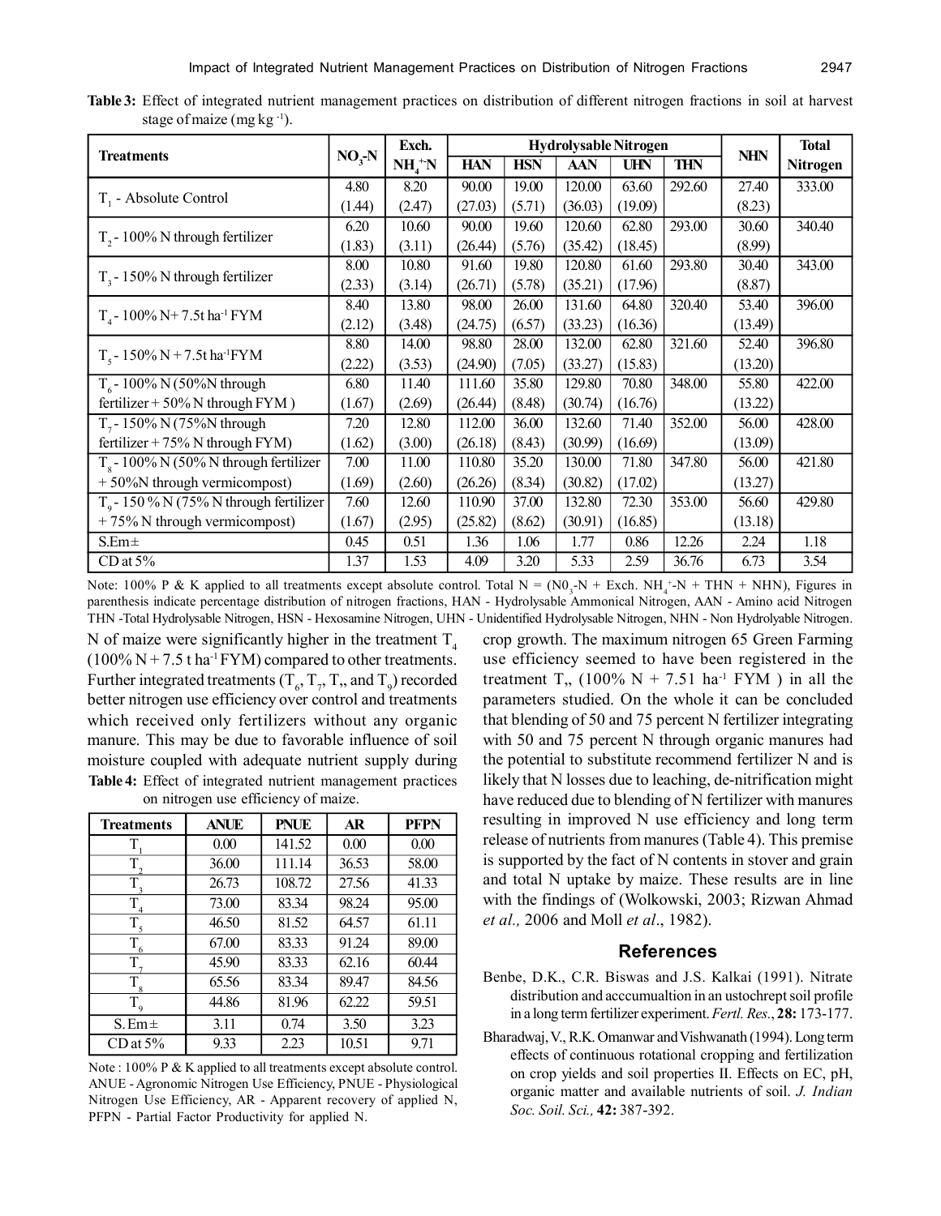**Table 3:** Effect of integrated nutrient management practices on distribution of different nitrogen fractions in soil at harvest stage of maize (mg kg $^{-1}$).

| Treatments | $NO_3$-N | Exch. $NH_4^+$-N | Hydrolysable Nitrogen | | | | | NHN | Total Nitrogen |
|---|---|---|---|---|---|---|---|---|---|
| | | | HAN | HSN | AAN | UHN | THN | | |
| $T_1$ - Absolute Control | 4.80 (1.44) | 8.20 (2.47) | 90.00 (27.03) | 19.00 (5.71) | 120.00 (36.03) | 63.60 (19.09) | 292.60 | 27.40 (8.23) | 333.00 |
| $T_2$ - 100% N through fertilizer | 6.20 (1.83) | 10.60 (3.11) | 90.00 (26.44) | 19.60 (5.76) | 120.60 (35.42) | 62.80 (18.45) | 293.00 | 30.60 (8.99) | 340.40 |
| $T_3$ - 150% N through fertilizer | 8.00 (2.33) | 10.80 (3.14) | 91.60 (26.71) | 19.80 (5.78) | 120.80 (35.21) | 61.60 (17.96) | 293.80 | 30.40 (8.87) | 343.00 |
| $T_4$ - 100% N+ 7.5t ha$^{-1}$ FYM | 8.40 (2.12) | 13.80 (3.48) | 98.00 (24.75) | 26.00 (6.57) | 131.60 (33.23) | 64.80 (16.36) | 320.40 | 53.40 (13.49) | 396.00 |
| $T_5$ - 150% N + 7.5t ha$^{-1}$FYM | 8.80 (2.22) | 14.00 (3.53) | 98.80 (24.90) | 28.00 (7.05) | 132.00 (33.27) | 62.80 (15.83) | 321.60 | 52.40 (13.20) | 396.80 |
| $T_6$ - 100% N (50%N through fertilizer + 50% N through FYM ) | 6.80 (1.67) | 11.40 (2.69) | 111.60 (26.44) | 35.80 (8.48) | 129.80 (30.74) | 70.80 (16.76) | 348.00 | 55.80 (13.22) | 422.00 |
| $T_7$ - 150% N (75%N through fertilizer + 75% N through FYM) | 7.20 (1.62) | 12.80 (3.00) | 112.00 (26.18) | 36.00 (8.43) | 132.60 (30.99) | 71.40 (16.69) | 352.00 | 56.00 (13.09) | 428.00 |
| $T_8$ - 100% N (50% N through fertilizer + 50%N through vermicompost) | 7.00 (1.69) | 11.00 (2.60) | 110.80 (26.26) | 35.20 (8.34) | 130.00 (30.82) | 71.80 (17.02) | 347.80 | 56.00 (13.27) | 421.80 |
| $T_9$ - 150 % N (75% N through fertilizer + 75% N through vermicompost) | 7.60 (1.67) | 12.60 (2.95) | 110.90 (25.82) | 37.00 (8.62) | 132.80 (30.91) | 72.30 (16.85) | 353.00 | 56.60 (13.18) | 429.80 |
| S.Em± | 0.45 | 0.51 | 1.36 | 1.06 | 1.77 | 0.86 | 12.26 | 2.24 | 1.18 |
| CD at 5% | 1.37 | 1.53 | 4.09 | 3.20 | 5.33 | 2.59 | 36.76 | 6.73 | 3.54 |

Note: 100% P & K applied to all treatments except absolute control. Total N = ($NO_3$-N + Exch. $NH_4^+$-N + THN + NHN), Figures in parenthesis indicate percentage distribution of nitrogen fractions, HAN - Hydrolysable Ammonical Nitrogen, AAN - Amino acid Nitrogen THN -Total Hydrolysable Nitrogen, HSN - Hexosamine Nitrogen, UHN - Unidentified Hydrolysable Nitrogen, NHN - Non Hydrolyable Nitrogen.

N of maize were significantly higher in the treatment $T_4$ (100% N + 7.5 t ha$^{-1}$ FYM) compared to other treatments. Further integrated treatments ($T_6$, $T_7$, $T_8$, and $T_9$) recorded better nitrogen use efficiency over control and treatments which received only fertilizers without any organic manure. This may be due to favorable influence of soil moisture coupled with adequate nutrient supply during crop growth. The maximum nitrogen 65 Green Farming use efficiency seemed to have been registered in the treatment $T_4$ (100% N + 7.51 ha$^{-1}$ FYM ) in all the parameters studied. On the whole it can be concluded that blending of 50 and 75 percent N fertilizer integrating with 50 and 75 percent N through organic manures had the potential to substitute recommend fertilizer N and is likely that N losses due to leaching, de-nitrification might have reduced due to blending of N fertilizer with manures resulting in improved N use efficiency and long term release of nutrients from manures (Table 4). This premise is supported by the fact of N contents in stover and grain and total N uptake by maize. These results are in line with the findings of (Wolkowski, 2003; Rizwan Ahmad *et al.,* 2006 and Moll *et al*., 1982).

**Table 4:** Effect of integrated nutrient management practices on nitrogen use efficiency of maize.

| Treatments | ANUE | PNUE | AR | PFPN |
|---|---|---|---|---|
| $T_1$ | 0.00 | 141.52 | 0.00 | 0.00 |
| $T_2$ | 36.00 | 111.14 | 36.53 | 58.00 |
| $T_3$ | 26.73 | 108.72 | 27.56 | 41.33 |
| $T_4$ | 73.00 | 83.34 | 98.24 | 95.00 |
| $T_5$ | 46.50 | 81.52 | 64.57 | 61.11 |
| $T_6$ | 67.00 | 83.33 | 91.24 | 89.00 |
| $T_7$ | 45.90 | 83.33 | 62.16 | 60.44 |
| $T_8$ | 65.56 | 83.34 | 89.47 | 84.56 |
| $T_9$ | 44.86 | 81.96 | 62.22 | 59.51 |
| S. Em± | 3.11 | 0.74 | 3.50 | 3.23 |
| CD at 5% | 9.33 | 2.23 | 10.51 | 9.71 |

Note : 100% P & K applied to all treatments except absolute control. ANUE - Agronomic Nitrogen Use Efficiency, PNUE - Physiological Nitrogen Use Efficiency, AR - Apparent recovery of applied N, PFPN - Partial Factor Productivity for applied N.

## References

Benbe, D.K., C.R. Biswas and J.S. Kalkai (1991). Nitrate distribution and acccumualtion in an ustochrept soil profile in a long term fertilizer experiment. *Fertl. Res.*, **28:** 173-177.

Bharadwaj, V., R.K. Omanwar and Vishwanath (1994). Long term effects of continuous rotational cropping and fertilization on crop yields and soil properties II. Effects on EC, pH, organic matter and available nutrients of soil. *J. Indian Soc. Soil. Sci.,* **42:** 387-392.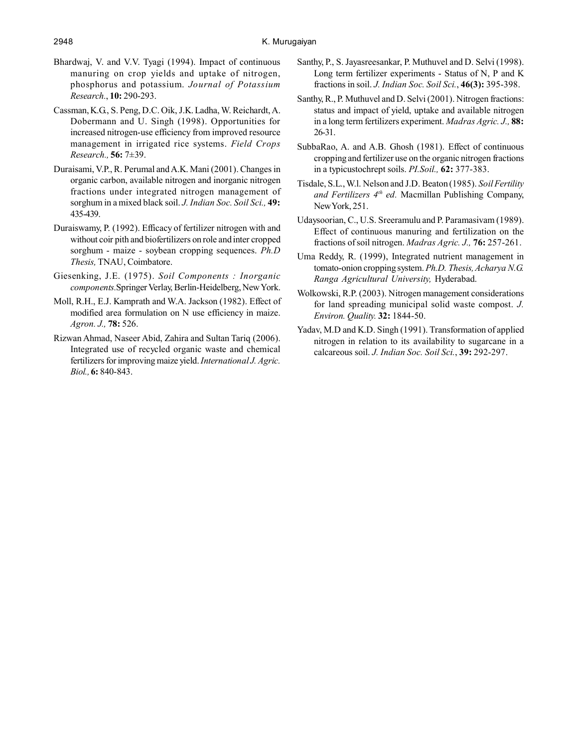Bhardwaj, V. and V.V. Tyagi (1994). Impact of continuous manuring on crop yields and uptake of nitrogen, phosphorus and potassium. *Journal of Potassium Research.*, **10:** 290-293.

Cassman, K.G., S. Peng, D.C. Oik, J.K. Ladha, W. Reichardt, A. Dobermann and U. Singh (1998). Opportunities for increased nitrogen-use efficiency from improved resource management in irrigated rice systems. *Field Crops Research.,* **56:** 7±39.

Duraisami, V.P., R. Perumal and A.K. Mani (2001). Changes in organic carbon, available nitrogen and inorganic nitrogen fractions under integrated nitrogen management of sorghum in a mixed black soil. *J. Indian Soc. Soil Sci.,* **49:** 435-439.

Duraiswamy, P. (1992). Efficacy of fertilizer nitrogen with and without coir pith and biofertilizers on role and inter cropped sorghum - maize - soybean cropping sequences. *Ph.D Thesis,* TNAU, Coimbatore.

Giesenking, J.E. (1975). *Soil Components : Inorganic components.* Springer Verlay, Berlin-Heidelberg, New York.

Moll, R.H., E.J. Kamprath and W.A. Jackson (1982). Effect of modified area formulation on N use efficiency in maize. *Agron. J.,* **78:** 526.

Rizwan Ahmad, Naseer Abid, Zahira and Sultan Tariq (2006). Integrated use of recycled organic waste and chemical fertilizers for improving maize yield. *International J. Agric. Biol.,* **6:** 840-843.

Santhy, P., S. Jayasreesankar, P. Muthuvel and D. Selvi (1998). Long term fertilizer experiments - Status of N, P and K fractions in soil. *J. Indian Soc. Soil Sci.*, **46(3):** 395-398.

Santhy, R., P. Muthuvel and D. Selvi (2001). Nitrogen fractions: status and impact of yield, uptake and available nitrogen in a long term fertilizers experiment. *Madras Agric. J.,* **88:** 26-31.

SubbaRao, A. and A.B. Ghosh (1981). Effect of continuous cropping and fertilizer use on the organic nitrogen fractions in a typicustochrept soils. *PI.Soil.,* **62:** 377-383.

Tisdale, S.L., W.l. Nelson and J.D. Beaton (1985). *Soil Fertility and Fertilizers 4th ed.* Macmillan Publishing Company, New York, 251.

Udaysoorian, C., U.S. Sreeramulu and P. Paramasivam (1989). Effect of continuous manuring and fertilization on the fractions of soil nitrogen. *Madras Agric. J.,* **76:** 257-261.

Uma Reddy, R. (1999), Integrated nutrient management in tomato-onion cropping system. *Ph.D. Thesis, Acharya N.G. Ranga Agricultural University,* Hyderabad.

Wolkowski, R.P. (2003). Nitrogen management considerations for land spreading municipal solid waste compost. *J. Environ. Quality.* **32:** 1844-50.

Yadav, M.D and K.D. Singh (1991). Transformation of applied nitrogen in relation to its availability to sugarcane in a calcareous soil. *J. Indian Soc. Soil Sci.*, **39:** 292-297.